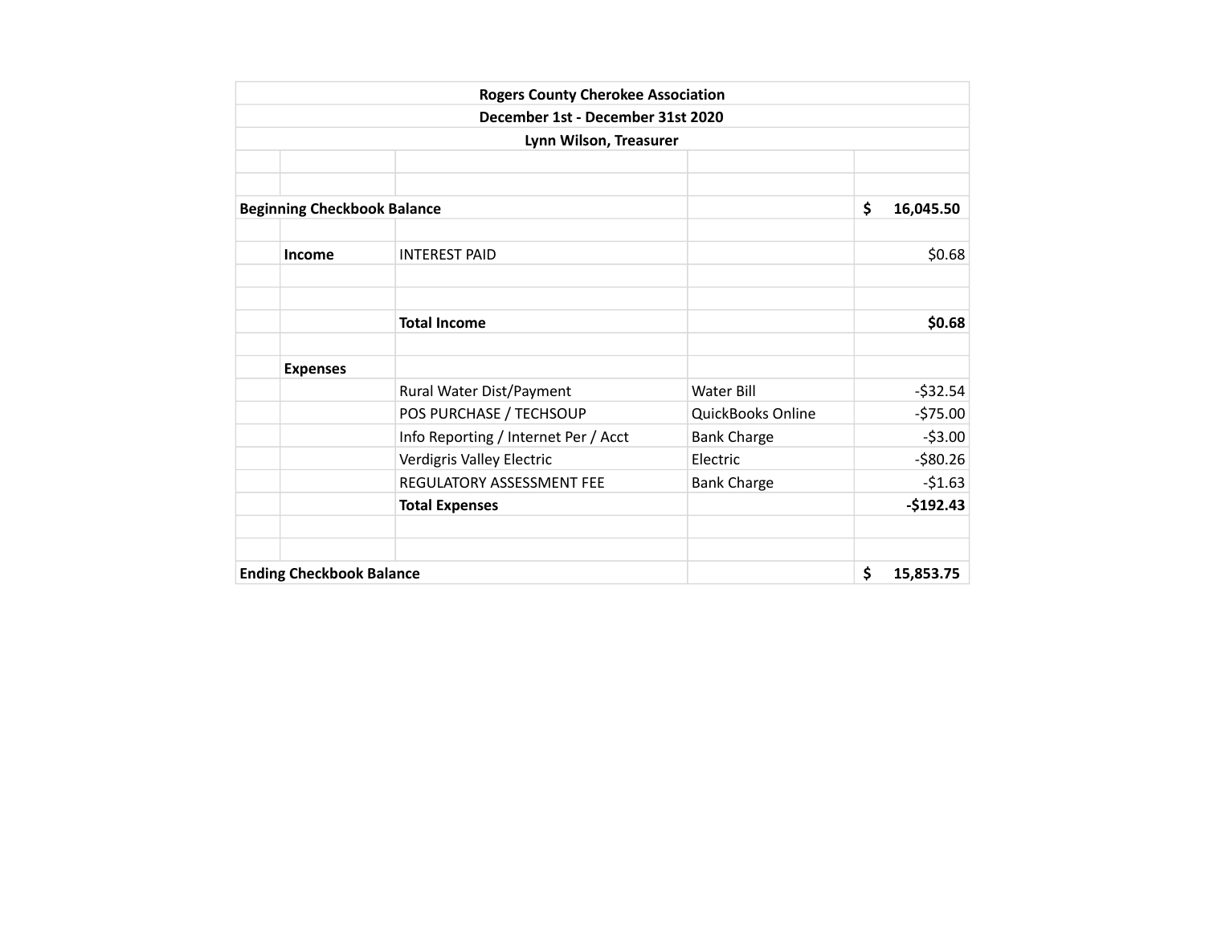**Rogers County Cherokee Association**

**December 1st - December 31st 2020**

**Lynn Wilson, Treasurer**

| | | | | |
|---|---|---|---|---|
| **Beginning Checkbook Balance** | | | | **$ 16,045.50** |
| | | | | |
| | **Income** | INTEREST PAID | | $0.68 |
| | | | | |
| | | | | |
| | | **Total Income** | | **$0.68** |
| | | | | |
| | **Expenses** | | | |
| | | Rural Water Dist/Payment | Water Bill | -$32.54 |
| | | POS PURCHASE / TECHSOUP | QuickBooks Online | -$75.00 |
| | | Info Reporting / Internet Per / Acct | Bank Charge | -$3.00 |
| | | Verdigris Valley Electric | Electric | -$80.26 |
| | | REGULATORY ASSESSMENT FEE | Bank Charge | -$1.63 |
| | | **Total Expenses** | | **-$192.43** |
| | | | | |
| | | | | |
| **Ending Checkbook Balance** | | | | **$ 15,853.75** |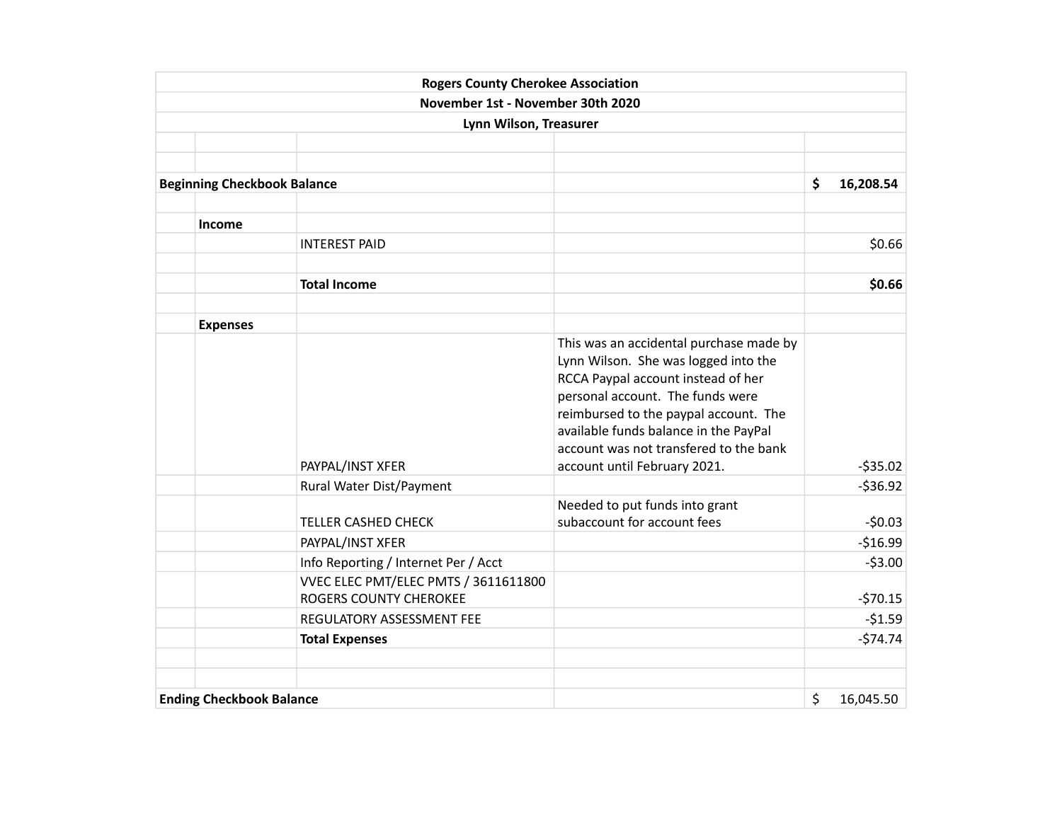**Rogers County Cherokee Association**

**November 1st - November 30th 2020**

**Lynn Wilson, Treasurer**

| | | | | |
|---|---|---|---|---|
| **Beginning Checkbook Balance** | | | | $ 16,208.54 |
| | | | | |
| | **Income** | | | |
| | | INTEREST PAID | | $0.66 |
| | | | | |
| | | **Total Income** | | **$0.66** |
| | | | | |
| | **Expenses** | | | |
| | | PAYPAL/INST XFER | This was an accidental purchase made by Lynn Wilson. She was logged into the RCCA Paypal account instead of her personal account. The funds were reimbursed to the paypal account. The available funds balance in the PayPal account was not transfered to the bank account until February 2021. | -$35.02 |
| | | Rural Water Dist/Payment | | -$36.92 |
| | | TELLER CASHED CHECK | Needed to put funds into grant subaccount for account fees | -$0.03 |
| | | PAYPAL/INST XFER | | -$16.99 |
| | | Info Reporting / Internet Per / Acct | | -$3.00 |
| | | VVEC ELEC PMT/ELEC PMTS / 3611611800 ROGERS COUNTY CHEROKEE | | -$70.15 |
| | | REGULATORY ASSESSMENT FEE | | -$1.59 |
| | | **Total Expenses** | | -$74.74 |
| | | | | |
| | | | | |
| **Ending Checkbook Balance** | | | | $ 16,045.50 |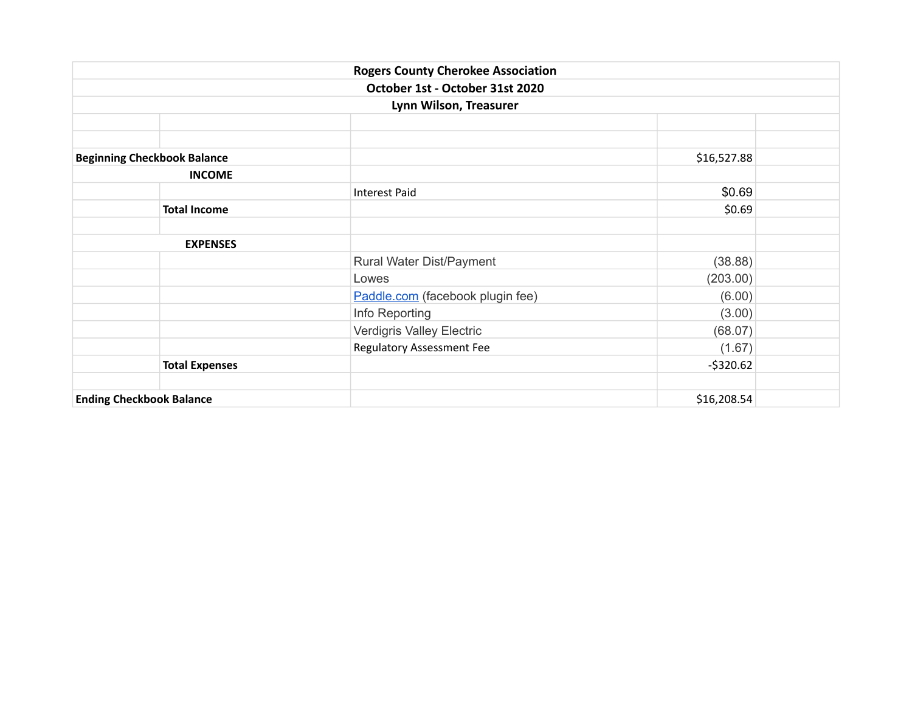**Rogers County Cherokee Association**

**October 1st - October 31st 2020**

**Lynn Wilson, Treasurer**

| | | | | |
|---|---|---|---|---|
| **Beginning Checkbook Balance** | | | $16,527.88 | |
| **INCOME** | | | | |
| | | Interest Paid | $0.69 | |
| | **Total Income** | | $0.69 | |
| | | | | |
| **EXPENSES** | | | | |
| | | Rural Water Dist/Payment | (38.88) | |
| | | Lowes | (203.00) | |
| | | Paddle.com (facebook plugin fee) | (6.00) | |
| | | Info Reporting | (3.00) | |
| | | Verdigris Valley Electric | (68.07) | |
| | | Regulatory Assessment Fee | (1.67) | |
| | **Total Expenses** | | -$320.62 | |
| | | | | |
| **Ending Checkbook Balance** | | | $16,208.54 | |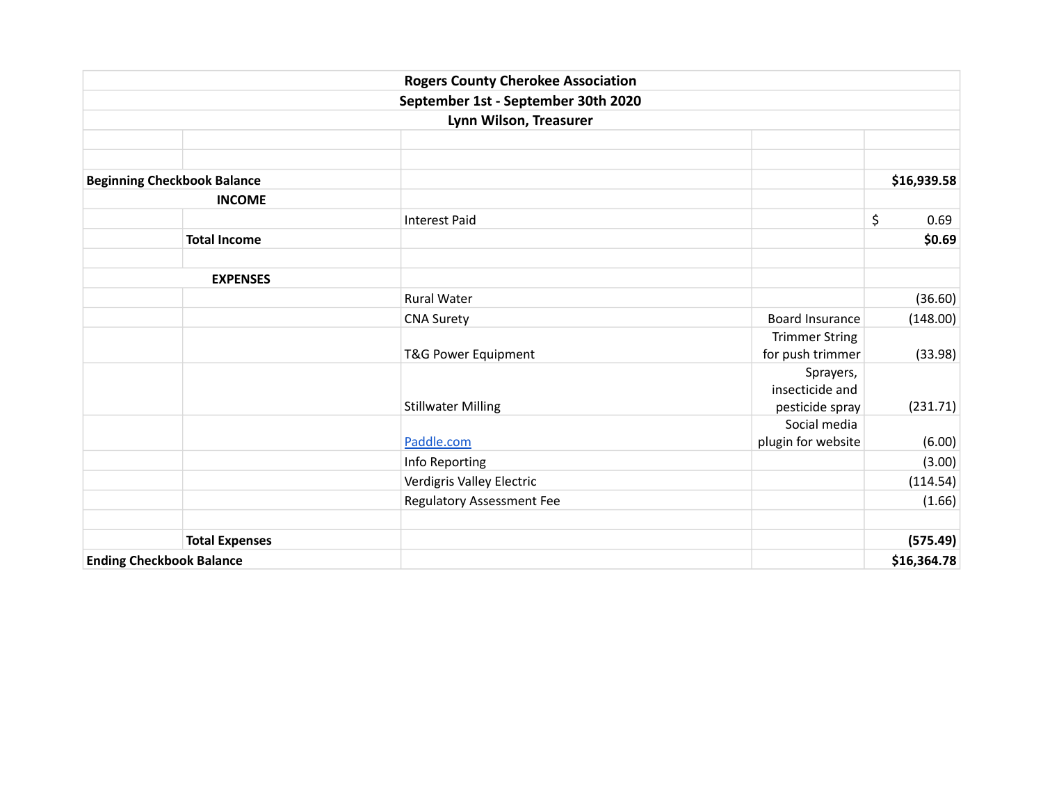**Rogers County Cherokee Association**

**September 1st - September 30th 2020**

**Lynn Wilson, Treasurer**

| | | | | |
|---|---|---|---|---|
| **Beginning Checkbook Balance** | | | | **$16,939.58** |
| **INCOME** | | | | |
| | | Interest Paid | | $ 0.69 |
| | **Total Income** | | | **$0.69** |
| | | | | |
| **EXPENSES** | | | | |
| | | Rural Water | | (36.60) |
| | | CNA Surety | Board Insurance | (148.00) |
| | | T&G Power Equipment | Trimmer String for push trimmer | (33.98) |
| | | Stillwater Milling | Sprayers, insecticide and pesticide spray | (231.71) |
| | | Paddle.com | Social media plugin for website | (6.00) |
| | | Info Reporting | | (3.00) |
| | | Verdigris Valley Electric | | (114.54) |
| | | Regulatory Assessment Fee | | (1.66) |
| | | | | |
| | **Total Expenses** | | | **(575.49)** |
| **Ending Checkbook Balance** | | | | **$16,364.78** |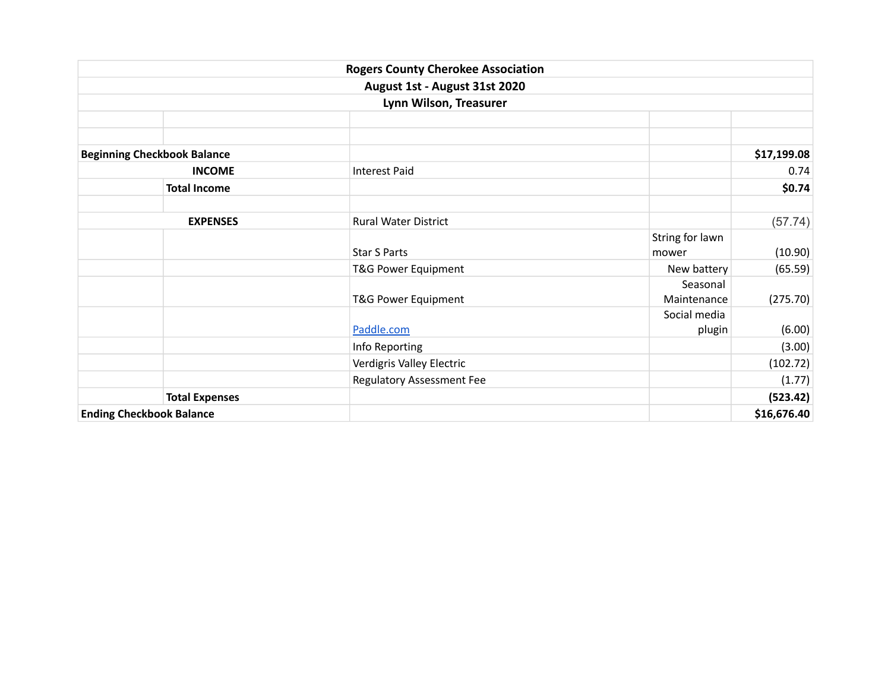**Rogers County Cherokee Association**
**August 1st - August 31st 2020**
**Lynn Wilson, Treasurer**

| | | | | |
|---|---|---|---|---|
| **Beginning Checkbook Balance** | | | | **$17,199.08** |
| **INCOME** | | Interest Paid | | 0.74 |
| | **Total Income** | | | **$0.74** |
| | | | | |
| **EXPENSES** | | Rural Water District | | (57.74) |
| | | Star S Parts | String for lawn mower | (10.90) |
| | | T&G Power Equipment | New battery | (65.59) |
| | | T&G Power Equipment | Seasonal Maintenance | (275.70) |
| | | Paddle.com | Social media plugin | (6.00) |
| | | Info Reporting | | (3.00) |
| | | Verdigris Valley Electric | | (102.72) |
| | | Regulatory Assessment Fee | | (1.77) |
| | **Total Expenses** | | | **(523.42)** |
| **Ending Checkbook Balance** | | | | **$16,676.40** |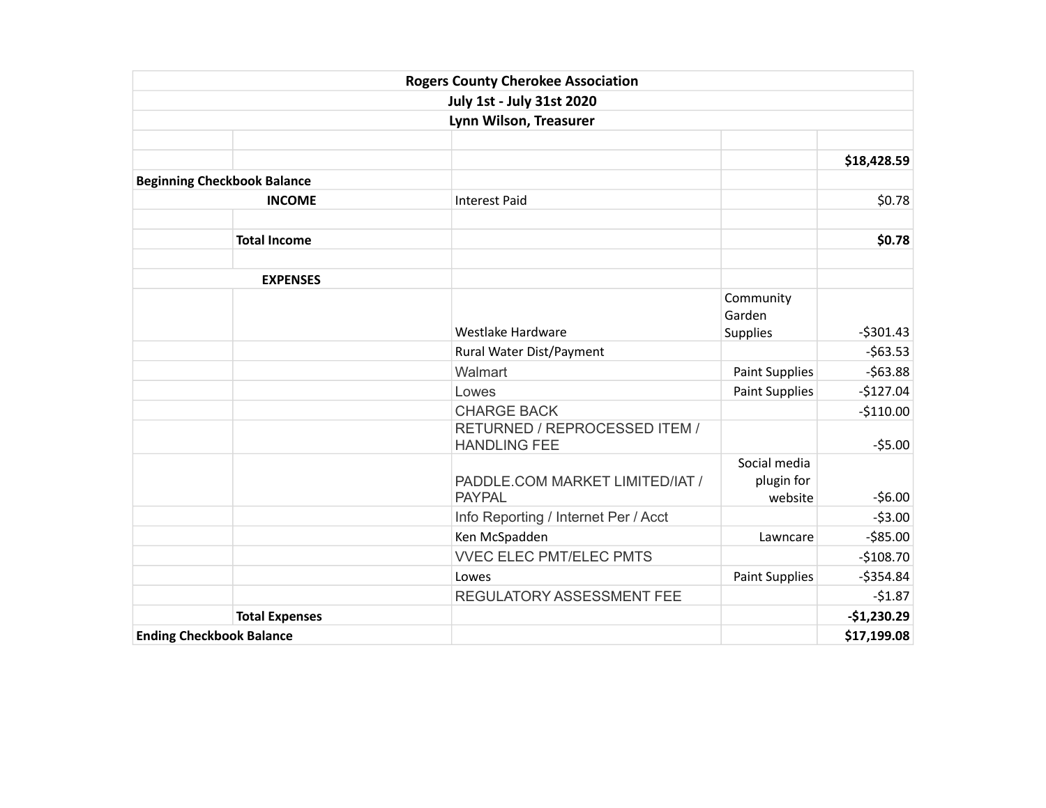| Rogers County Cherokee Association | | | | |
|---|---|---|---|---|
| July 1st - July 31st 2020 | | | | |
| Lynn Wilson, Treasurer | | | | |
| | | | | |
| | | | | **$18,428.59** |
| **Beginning Checkbook Balance** | | | | |
| **INCOME** | | Interest Paid | | $0.78 |
| | | | | |
| | **Total Income** | | | **$0.78** |
| | | | | |
| **EXPENSES** | | | | |
| | | Westlake Hardware | Community Garden Supplies | -$301.43 |
| | | Rural Water Dist/Payment | | -$63.53 |
| | | Walmart | Paint Supplies | -$63.88 |
| | | Lowes | Paint Supplies | -$127.04 |
| | | CHARGE BACK | | -$110.00 |
| | | RETURNED / REPROCESSED ITEM / HANDLING FEE | | -$5.00 |
| | | PADDLE.COM MARKET LIMITED/IAT / PAYPAL | Social media plugin for website | -$6.00 |
| | | Info Reporting / Internet Per / Acct | | -$3.00 |
| | | Ken McSpadden | Lawncare | -$85.00 |
| | | VVEC ELEC PMT/ELEC PMTS | | -$108.70 |
| | | Lowes | Paint Supplies | -$354.84 |
| | | REGULATORY ASSESSMENT FEE | | -$1.87 |
| | **Total Expenses** | | | **-$1,230.29** |
| **Ending Checkbook Balance** | | | | **$17,199.08** |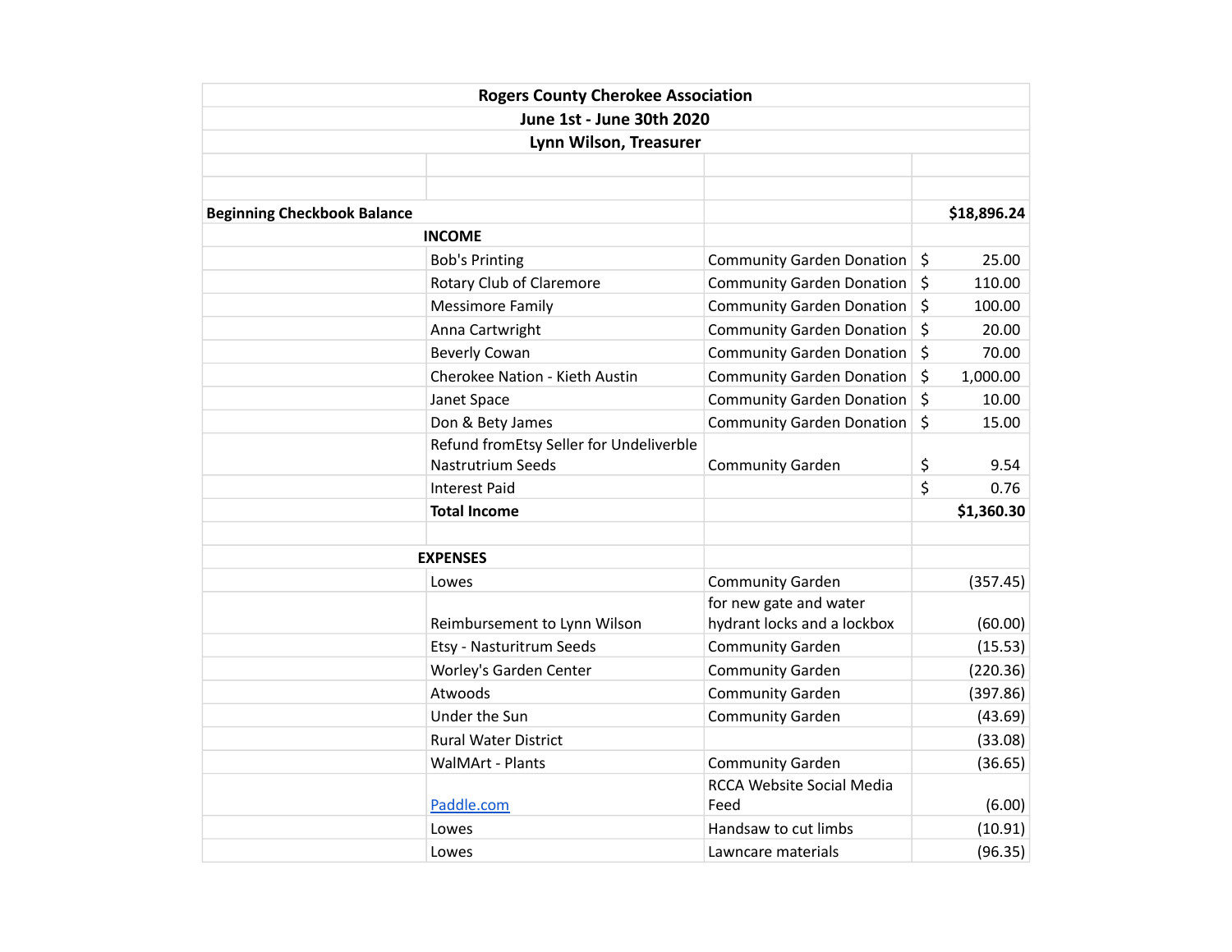**Rogers County Cherokee Association**
**June 1st - June 30th 2020**
**Lynn Wilson, Treasurer**

| | | | |
|---|---|---|---|
| | | | |
| | | | |
| **Beginning Checkbook Balance** | | | **$18,896.24** |
| | **INCOME** | | |
| | Bob's Printing | Community Garden Donation | $ 25.00 |
| | Rotary Club of Claremore | Community Garden Donation | $ 110.00 |
| | Messimore Family | Community Garden Donation | $ 100.00 |
| | Anna Cartwright | Community Garden Donation | $ 20.00 |
| | Beverly Cowan | Community Garden Donation | $ 70.00 |
| | Cherokee Nation - Kieth Austin | Community Garden Donation | $ 1,000.00 |
| | Janet Space | Community Garden Donation | $ 10.00 |
| | Don & Bety James | Community Garden Donation | $ 15.00 |
| | Refund fromEtsy Seller for Undeliverble Nastrutrium Seeds | Community Garden | $ 9.54 |
| | Interest Paid | | $ 0.76 |
| | **Total Income** | | **$1,360.30** |
| | | | |
| | **EXPENSES** | | |
| | Lowes | Community Garden | (357.45) |
| | Reimbursement to Lynn Wilson | for new gate and water hydrant locks and a lockbox | (60.00) |
| | Etsy - Nasturitrum Seeds | Community Garden | (15.53) |
| | Worley's Garden Center | Community Garden | (220.36) |
| | Atwoods | Community Garden | (397.86) |
| | Under the Sun | Community Garden | (43.69) |
| | Rural Water District | | (33.08) |
| | WalMArt - Plants | Community Garden | (36.65) |
| | Paddle.com | RCCA Website Social Media Feed | (6.00) |
| | Lowes | Handsaw to cut limbs | (10.91) |
| | Lowes | Lawncare materials | (96.35) |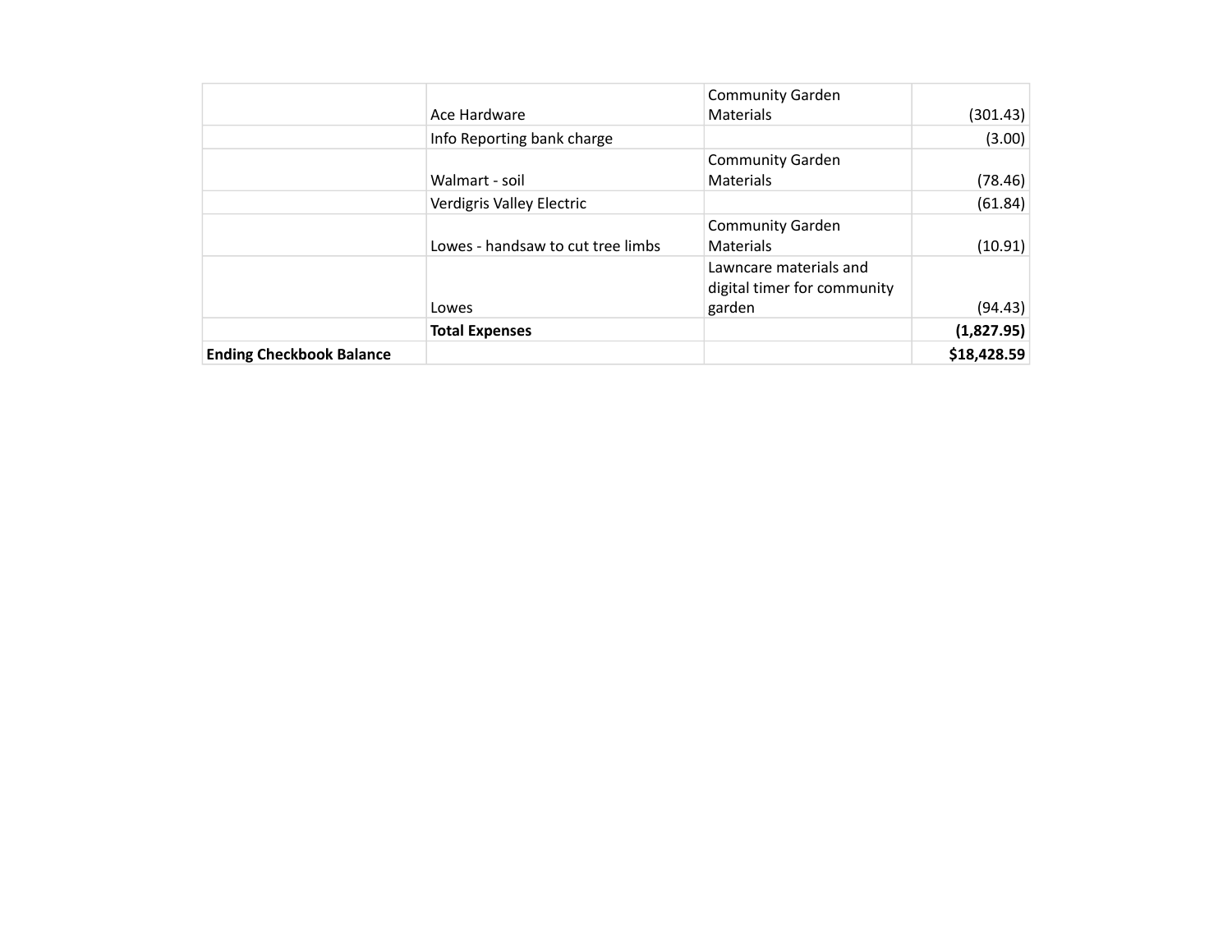| | | | |
|---|---|---|---|
| | Ace Hardware | Community Garden Materials | (301.43) |
| | Info Reporting bank charge | | (3.00) |
| | Walmart - soil | Community Garden Materials | (78.46) |
| | Verdigris Valley Electric | | (61.84) |
| | Lowes - handsaw to cut tree limbs | Community Garden Materials | (10.91) |
| | Lowes | Lawncare materials and digital timer for community garden | (94.43) |
| | **Total Expenses** | | **(1,827.95)** |
| **Ending Checkbook Balance** | | | **$18,428.59** |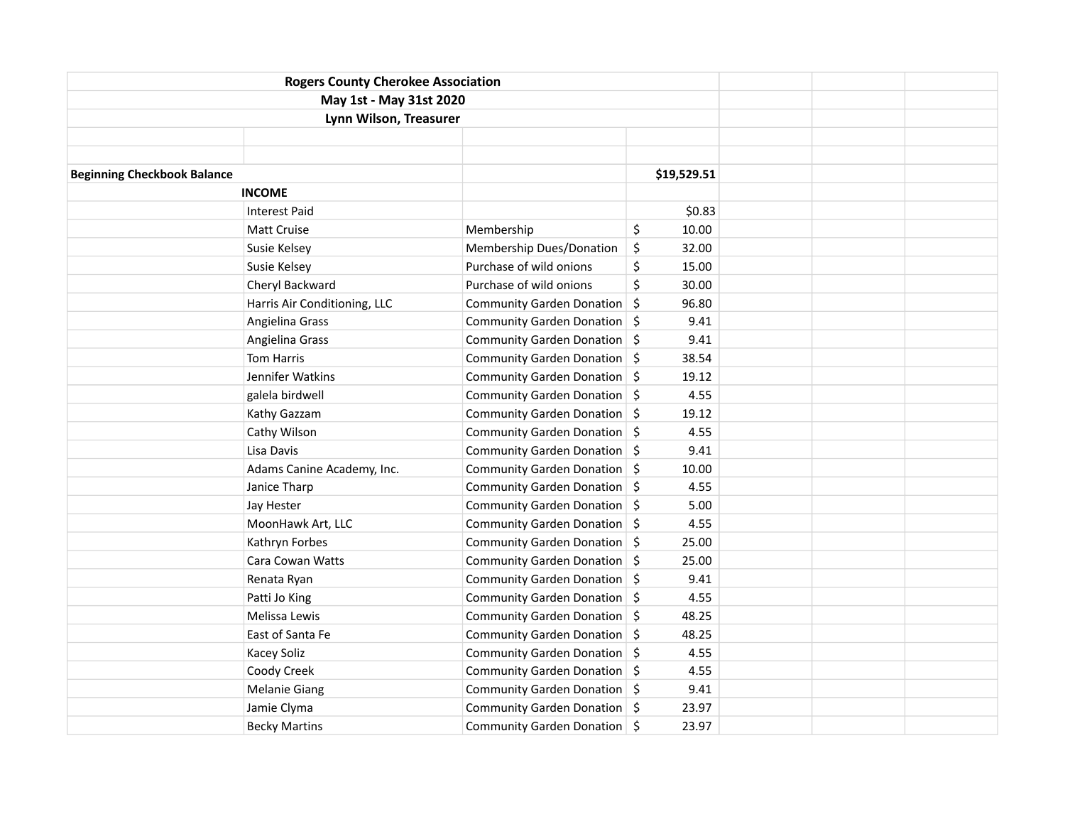**Rogers County Cherokee Association**
**May 1st - May 31st 2020**
**Lynn Wilson, Treasurer**

| | | | |
|---|---|---|---|
| **Beginning Checkbook Balance** | | | **$19,529.51** |
| | **INCOME** | | |
| | Interest Paid | | $0.83 |
| | Matt Cruise | Membership | $ 10.00 |
| | Susie Kelsey | Membership Dues/Donation | $ 32.00 |
| | Susie Kelsey | Purchase of wild onions | $ 15.00 |
| | Cheryl Backward | Purchase of wild onions | $ 30.00 |
| | Harris Air Conditioning, LLC | Community Garden Donation | $ 96.80 |
| | Angielina Grass | Community Garden Donation | $ 9.41 |
| | Angielina Grass | Community Garden Donation | $ 9.41 |
| | Tom Harris | Community Garden Donation | $ 38.54 |
| | Jennifer Watkins | Community Garden Donation | $ 19.12 |
| | galela birdwell | Community Garden Donation | $ 4.55 |
| | Kathy Gazzam | Community Garden Donation | $ 19.12 |
| | Cathy Wilson | Community Garden Donation | $ 4.55 |
| | Lisa Davis | Community Garden Donation | $ 9.41 |
| | Adams Canine Academy, Inc. | Community Garden Donation | $ 10.00 |
| | Janice Tharp | Community Garden Donation | $ 4.55 |
| | Jay Hester | Community Garden Donation | $ 5.00 |
| | MoonHawk Art, LLC | Community Garden Donation | $ 4.55 |
| | Kathryn Forbes | Community Garden Donation | $ 25.00 |
| | Cara Cowan Watts | Community Garden Donation | $ 25.00 |
| | Renata Ryan | Community Garden Donation | $ 9.41 |
| | Patti Jo King | Community Garden Donation | $ 4.55 |
| | Melissa Lewis | Community Garden Donation | $ 48.25 |
| | East of Santa Fe | Community Garden Donation | $ 48.25 |
| | Kacey Soliz | Community Garden Donation | $ 4.55 |
| | Coody Creek | Community Garden Donation | $ 4.55 |
| | Melanie Giang | Community Garden Donation | $ 9.41 |
| | Jamie Clyma | Community Garden Donation | $ 23.97 |
| | Becky Martins | Community Garden Donation | $ 23.97 |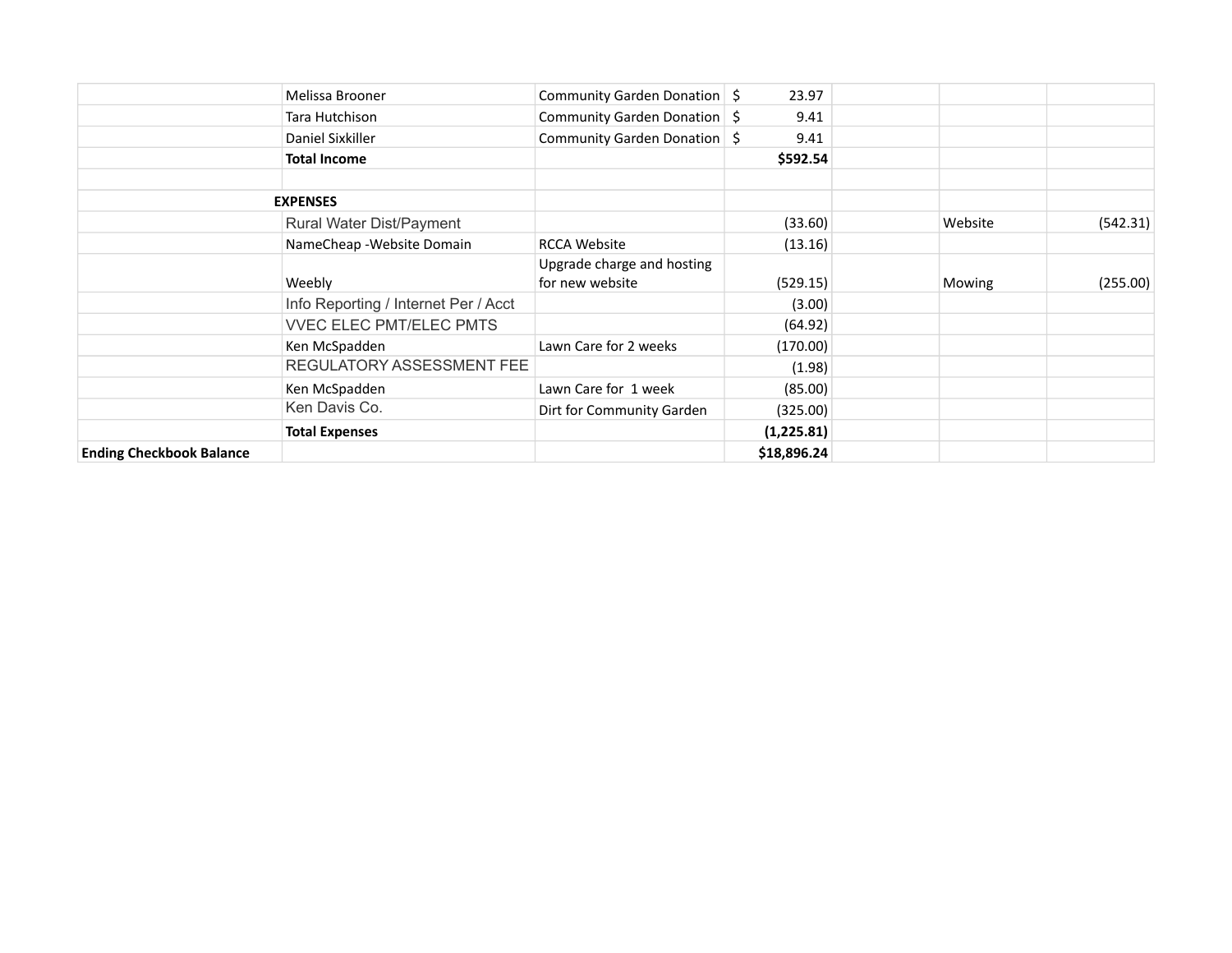| | | | | | | |
|---|---|---|---|---|---|---|
| | Melissa Brooner | Community Garden Donation | $ 23.97 | | | |
| | Tara Hutchison | Community Garden Donation | $ 9.41 | | | |
| | Daniel Sixkiller | Community Garden Donation | $ 9.41 | | | |
| | **Total Income** | | **$592.54** | | | |
| | | | | | | |
| **EXPENSES** | | | | | | |
| | Rural Water Dist/Payment | | (33.60) | | Website | (542.31) |
| | NameCheap -Website Domain | RCCA Website | (13.16) | | | |
| | Weebly | Upgrade charge and hosting for new website | (529.15) | | Mowing | (255.00) |
| | Info Reporting / Internet Per / Acct | | (3.00) | | | |
| | VVEC ELEC PMT/ELEC PMTS | | (64.92) | | | |
| | Ken McSpadden | Lawn Care for 2 weeks | (170.00) | | | |
| | REGULATORY ASSESSMENT FEE | | (1.98) | | | |
| | Ken McSpadden | Lawn Care for 1 week | (85.00) | | | |
| | Ken Davis Co. | Dirt for Community Garden | (325.00) | | | |
| | **Total Expenses** | | **(1,225.81)** | | | |
| **Ending Checkbook Balance** | | | **$18,896.24** | | | |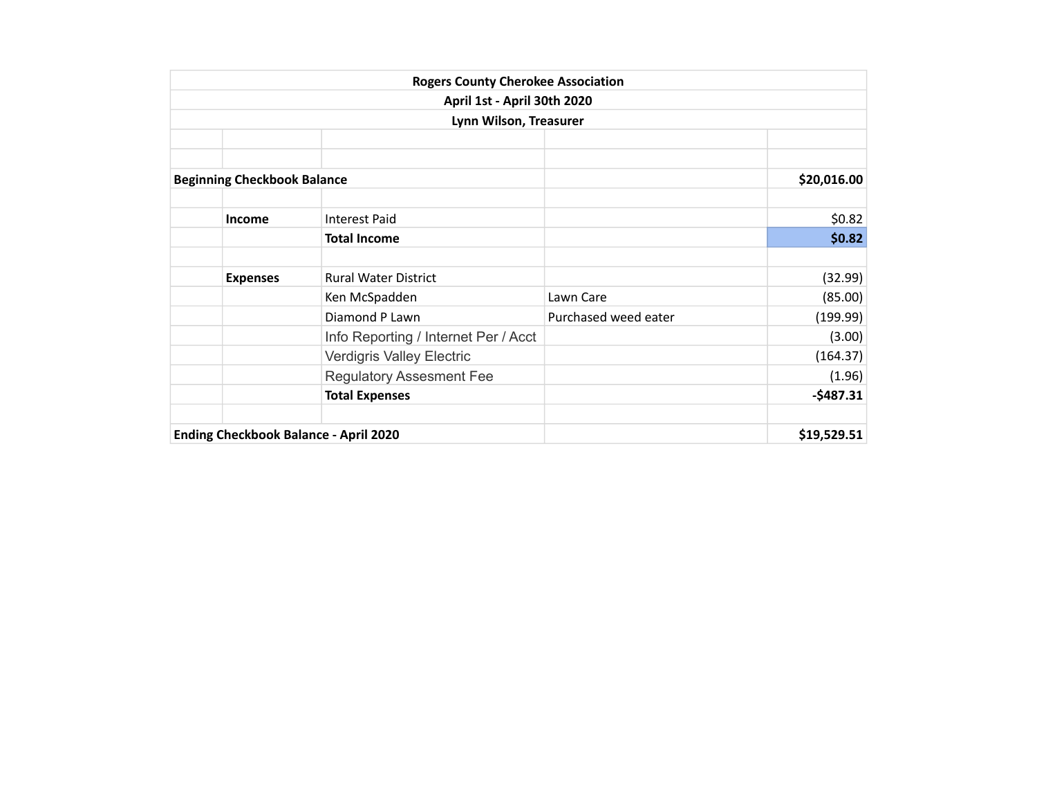**Rogers County Cherokee Association**

**April 1st - April 30th 2020**

**Lynn Wilson, Treasurer**

| | | | | |
|---|---|---|---|---|
| **Beginning Checkbook Balance** | | | | **$20,016.00** |
| | | | | |
| | **Income** | Interest Paid | | $0.82 |
| | | **Total Income** | | **$0.82** |
| | | | | |
| | **Expenses** | Rural Water District | | (32.99) |
| | | Ken McSpadden | Lawn Care | (85.00) |
| | | Diamond P Lawn | Purchased weed eater | (199.99) |
| | | Info Reporting / Internet Per / Acct | | (3.00) |
| | | Verdigris Valley Electric | | (164.37) |
| | | Regulatory Assesment Fee | | (1.96) |
| | | **Total Expenses** | | **-$487.31** |
| | | | | |
| **Ending Checkbook Balance - April 2020** | | | | **$19,529.51** |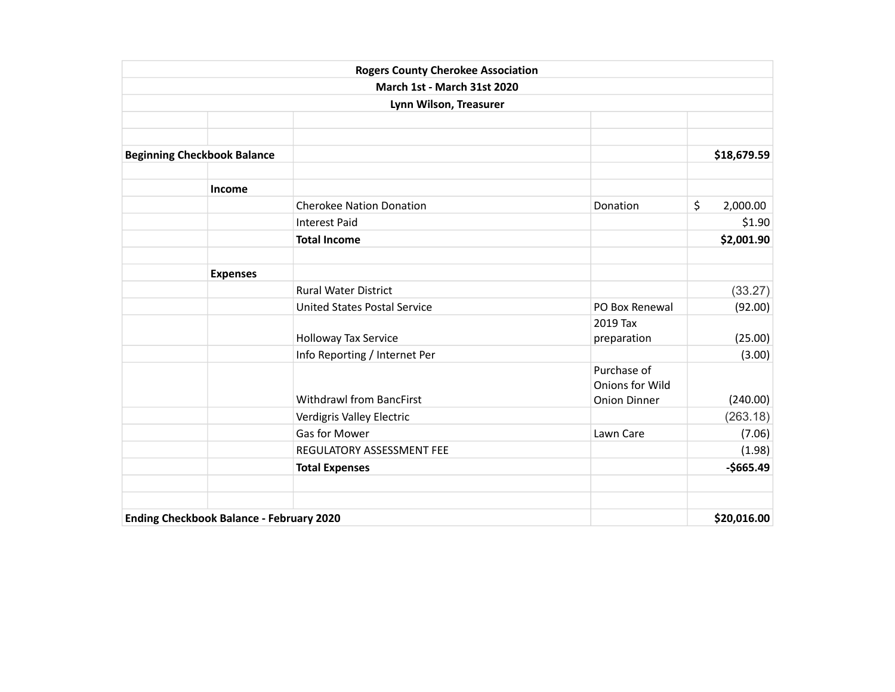**Rogers County Cherokee Association**

**March 1st - March 31st 2020**

**Lynn Wilson, Treasurer**

| | | | | |
|---|---|---|---|---|
| **Beginning Checkbook Balance** | | | | **$18,679.59** |
| | | | | |
| | **Income** | | | |
| | | Cherokee Nation Donation | Donation | $ 2,000.00 |
| | | Interest Paid | | $1.90 |
| | | **Total Income** | | **$2,001.90** |
| | | | | |
| | **Expenses** | | | |
| | | Rural Water District | | (33.27) |
| | | United States Postal Service | PO Box Renewal | (92.00) |
| | | Holloway Tax Service | 2019 Tax preparation | (25.00) |
| | | Info Reporting / Internet Per | | (3.00) |
| | | Withdrawl from BancFirst | Purchase of Onions for Wild Onion Dinner | (240.00) |
| | | Verdigris Valley Electric | | (263.18) |
| | | Gas for Mower | Lawn Care | (7.06) |
| | | REGULATORY ASSESSMENT FEE | | (1.98) |
| | | **Total Expenses** | | **-$665.49** |
| | | | | |
| | | | | |
| **Ending Checkbook Balance - February 2020** | | | | **$20,016.00** |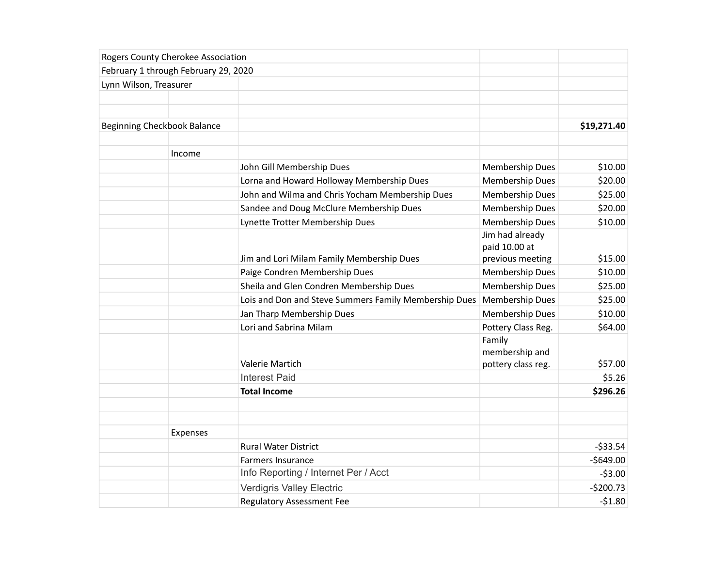| Rogers County Cherokee Association | | | | |
|---|---|---|---|---|
| February 1 through February 29, 2020 | | | | |
| Lynn Wilson, Treasurer | | | | |
| | | | | |
| | | | | |
| Beginning Checkbook Balance | | | | **$19,271.40** |
| | | | | |
| | Income | | | |
| | | John Gill Membership Dues | Membership Dues | $10.00 |
| | | Lorna and Howard Holloway Membership Dues | Membership Dues | $20.00 |
| | | John and Wilma and Chris Yocham Membership Dues | Membership Dues | $25.00 |
| | | Sandee and Doug McClure Membership Dues | Membership Dues | $20.00 |
| | | Lynette Trotter Membership Dues | Membership Dues | $10.00 |
| | | Jim and Lori Milam Family Membership Dues | Jim had already paid 10.00 at previous meeting | $15.00 |
| | | Paige Condren Membership Dues | Membership Dues | $10.00 |
| | | Sheila and Glen Condren Membership Dues | Membership Dues | $25.00 |
| | | Lois and Don and Steve Summers Family Membership Dues | Membership Dues | $25.00 |
| | | Jan Tharp Membership Dues | Membership Dues | $10.00 |
| | | Lori and Sabrina Milam | Pottery Class Reg. | $64.00 |
| | | Valerie Martich | Family membership and pottery class reg. | $57.00 |
| | | Interest Paid | | $5.26 |
| | | **Total Income** | | **$296.26** |
| | | | | |
| | | | | |
| | Expenses | | | |
| | | Rural Water District | | -$33.54 |
| | | Farmers Insurance | | -$649.00 |
| | | Info Reporting / Internet Per / Acct | | -$3.00 |
| | | Verdigris Valley Electric | | -$200.73 |
| | | Regulatory Assessment Fee | | -$1.80 |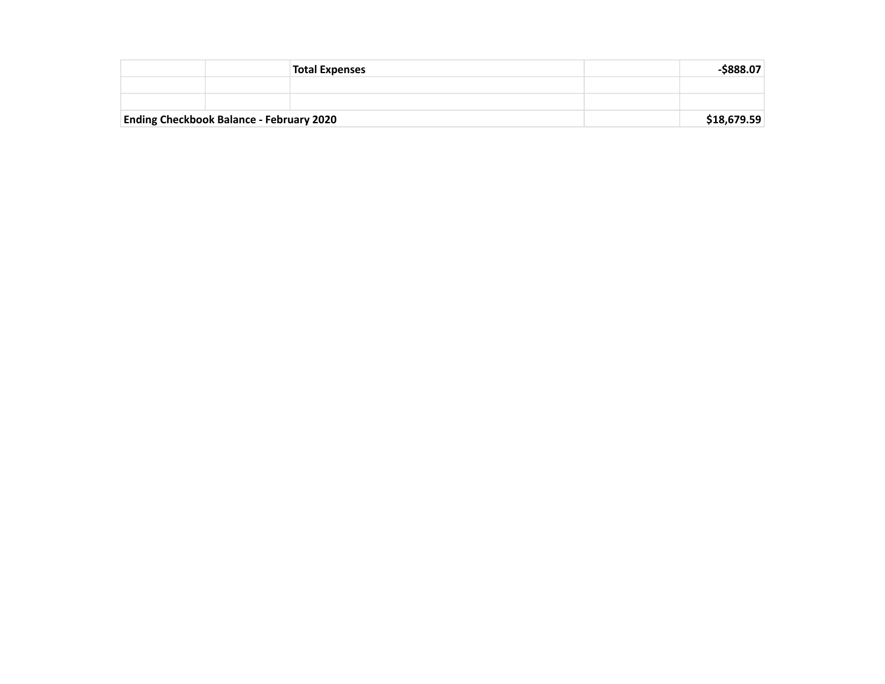| | | | | |
|---|---|---|---|---|
| | | **Total Expenses** | | **-$888.07** |
| | | | | |
| | | | | |
| **Ending Checkbook Balance - February 2020** | | | | **$18,679.59** |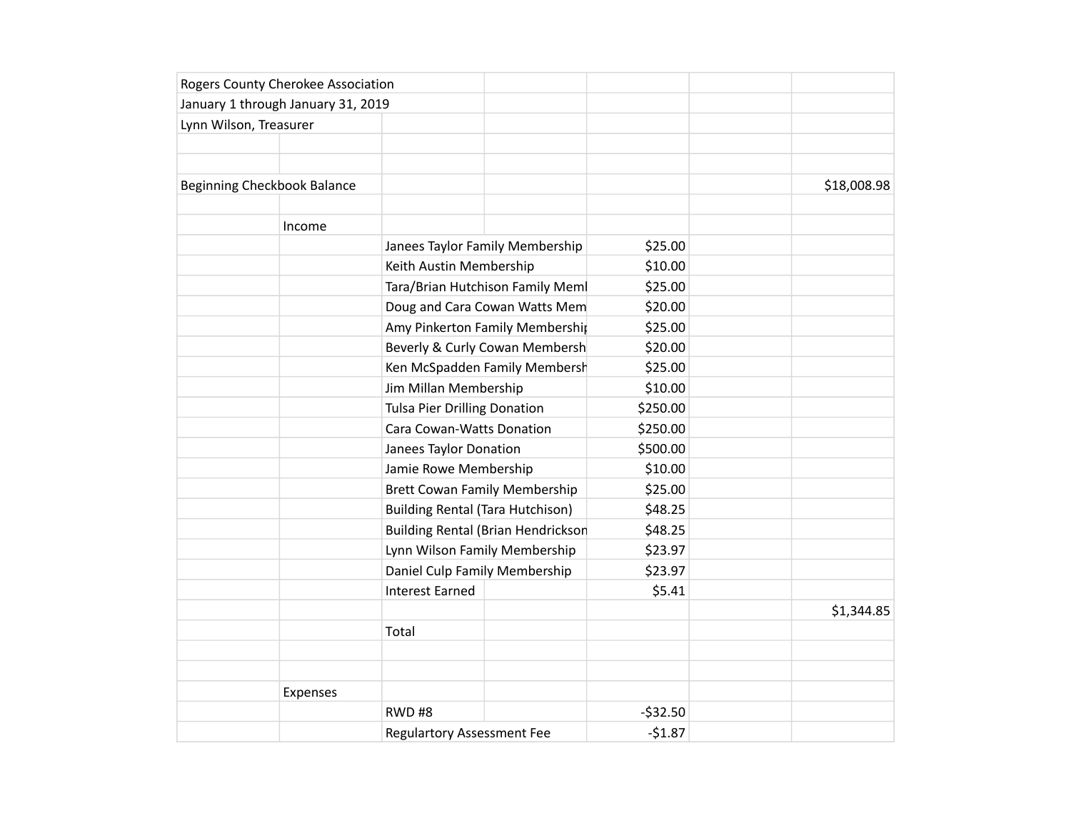Rogers County Cherokee Association
January 1 through January 31, 2019
Lynn Wilson, Treasurer

| | | | | | |
|---|---|---|---|---|---|
| Beginning Checkbook Balance | | | | | $18,008.98 |
| | | | | | |
| | Income | | | | |
| | | Janees Taylor Family Membership | $25.00 | | |
| | | Keith Austin Membership | $10.00 | | |
| | | Tara/Brian Hutchison Family Meml | $25.00 | | |
| | | Doug and Cara Cowan Watts Mem | $20.00 | | |
| | | Amy Pinkerton Family Membershi | $25.00 | | |
| | | Beverly & Curly Cowan Membersh | $20.00 | | |
| | | Ken McSpadden Family Membersh | $25.00 | | |
| | | Jim Millan Membership | $10.00 | | |
| | | Tulsa Pier Drilling Donation | $250.00 | | |
| | | Cara Cowan-Watts Donation | $250.00 | | |
| | | Janees Taylor Donation | $500.00 | | |
| | | Jamie Rowe Membership | $10.00 | | |
| | | Brett Cowan Family Membership | $25.00 | | |
| | | Building Rental (Tara Hutchison) | $48.25 | | |
| | | Building Rental (Brian Hendrickson | $48.25 | | |
| | | Lynn Wilson Family Membership | $23.97 | | |
| | | Daniel Culp Family Membership | $23.97 | | |
| | | Interest Earned | $5.41 | | |
| | | | | | $1,344.85 |
| | | Total | | | |
| | | | | | |
| | | | | | |
| | Expenses | | | | |
| | | RWD #8 | -$32.50 | | |
| | | Regulartory Assessment Fee | -$1.87 | | |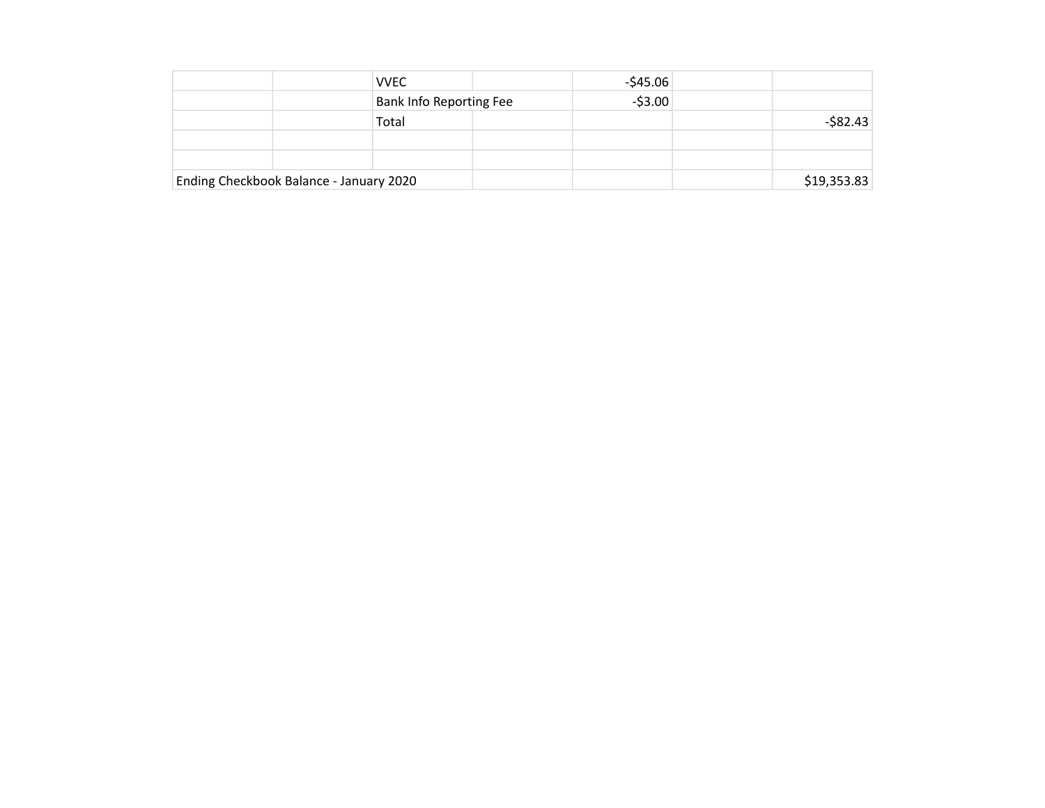| | | | | | | |
|---|---|---|---|---|---|---|
| | | VVEC | | -$45.06 | | |
| | | Bank Info Reporting Fee | | -$3.00 | | |
| | | Total | | | | -$82.43 |
| | | | | | | |
| | | | | | | |
| Ending Checkbook Balance - January 2020 | | | | | | $19,353.83 |